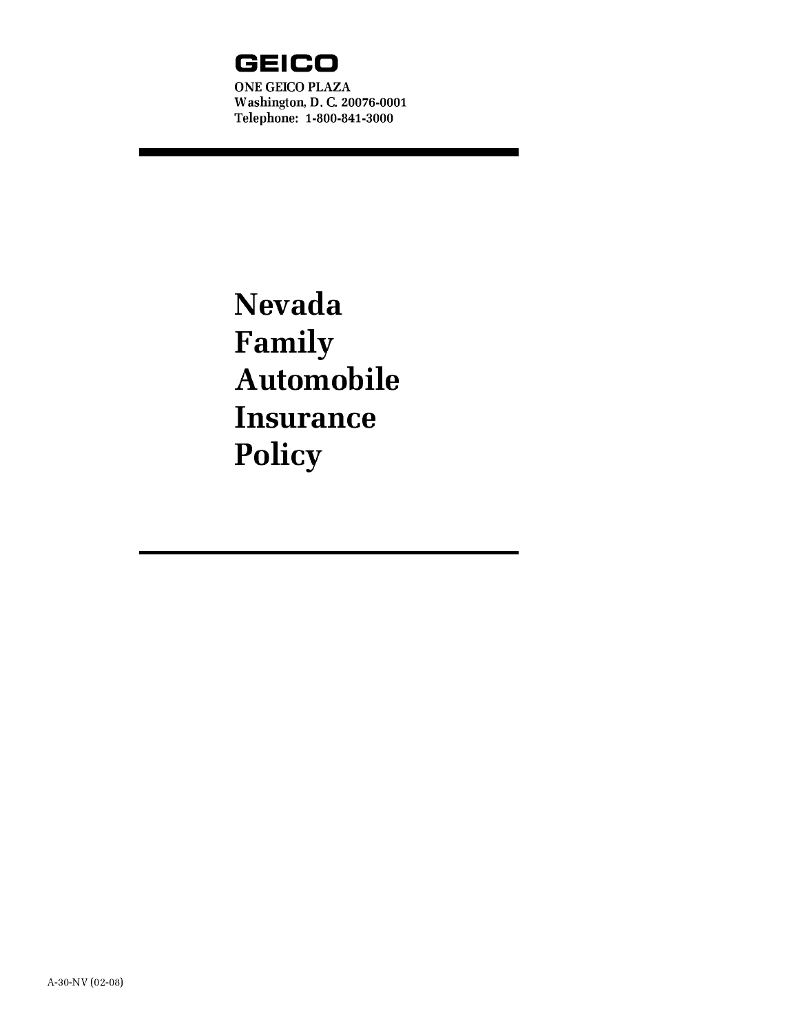# GEICO

ONE GEICO PLAZA
Washington, D. C. 20076-0001
Telephone: 1-800-841-3000

# Nevada Family Automobile Insurance Policy

A-30-NV (02-08)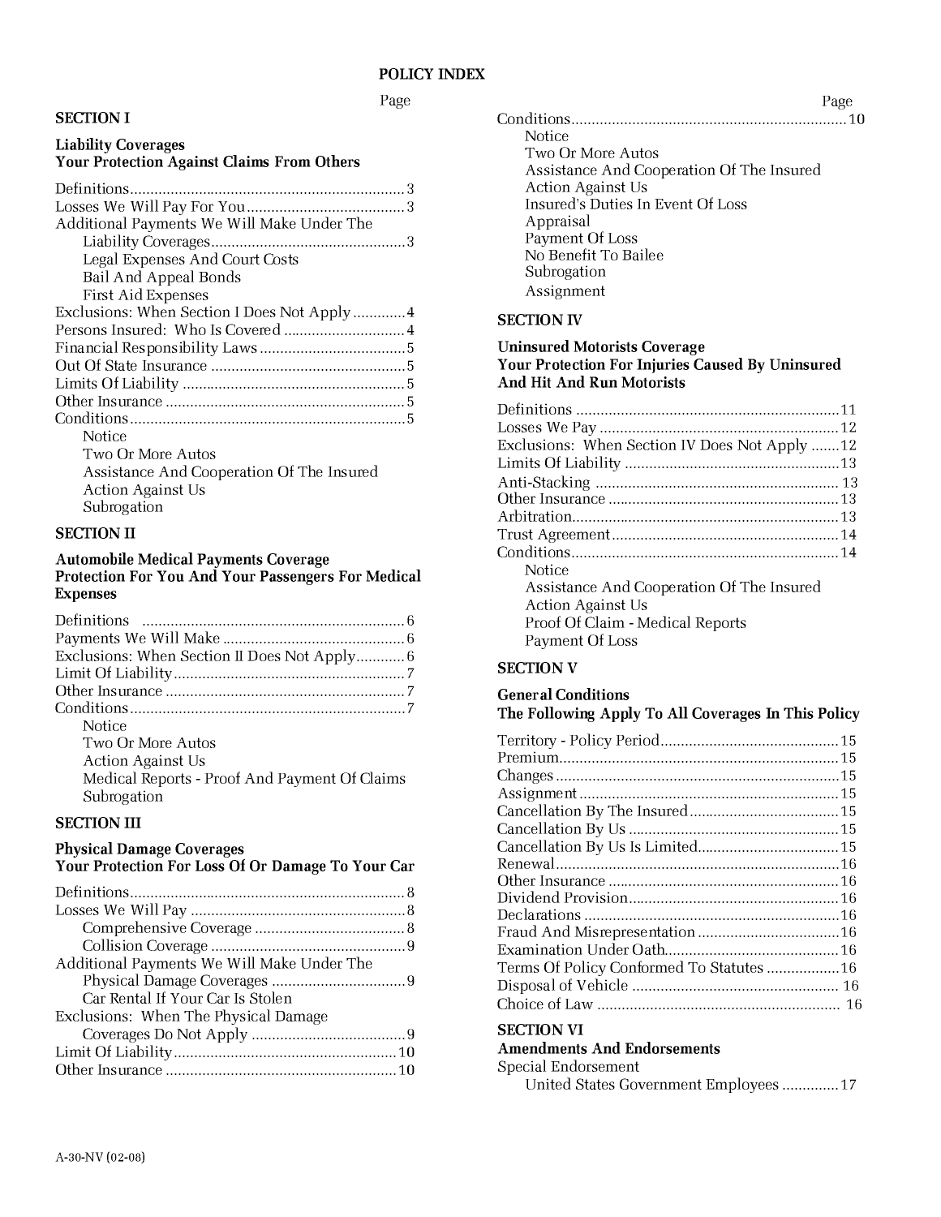# POLICY INDEX

## SECTION I

### Liability Coverages
### Your Protection Against Claims From Others

| | Page |
|---|---|
| Definitions | 3 |
| Losses We Will Pay For You | 3 |
| Additional Payments We Will Make Under The Liability Coverages | 3 |
| Legal Expenses And Court Costs | |
| Bail And Appeal Bonds | |
| First Aid Expenses | |
| Exclusions: When Section I Does Not Apply | 4 |
| Persons Insured: Who Is Covered | 4 |
| Financial Responsibility Laws | 5 |
| Out Of State Insurance | 5 |
| Limits Of Liability | 5 |
| Other Insurance | 5 |
| Conditions | 5 |
| Notice | |
| Two Or More Autos | |
| Assistance And Cooperation Of The Insured | |
| Action Against Us | |
| Subrogation | |

## SECTION II

### Automobile Medical Payments Coverage
### Protection For You And Your Passengers For Medical Expenses

| | Page |
|---|---|
| Definitions | 6 |
| Payments We Will Make | 6 |
| Exclusions: When Section II Does Not Apply | 6 |
| Limit Of Liability | 7 |
| Other Insurance | 7 |
| Conditions | 7 |
| Notice | |
| Two Or More Autos | |
| Action Against Us | |
| Medical Reports - Proof And Payment Of Claims | |
| Subrogation | |

## SECTION III

### Physical Damage Coverages
### Your Protection For Loss Of Or Damage To Your Car

| | Page |
|---|---|
| Definitions | 8 |
| Losses We Will Pay | 8 |
| Comprehensive Coverage | 8 |
| Collision Coverage | 9 |
| Additional Payments We Will Make Under The Physical Damage Coverages | 9 |
| Car Rental If Your Car Is Stolen | |
| Exclusions: When The Physical Damage Coverages Do Not Apply | 9 |
| Limit Of Liability | 10 |
| Other Insurance | 10 |
| Conditions | 10 |
| Notice | |
| Two Or More Autos | |
| Assistance And Cooperation Of The Insured | |
| Action Against Us | |
| Insured's Duties In Event Of Loss | |
| Appraisal | |
| Payment Of Loss | |
| No Benefit To Bailee | |
| Subrogation | |
| Assignment | |

## SECTION IV

### Uninsured Motorists Coverage
### Your Protection For Injuries Caused By Uninsured And Hit And Run Motorists

| | Page |
|---|---|
| Definitions | 11 |
| Losses We Pay | 12 |
| Exclusions: When Section IV Does Not Apply | 12 |
| Limits Of Liability | 13 |
| Anti-Stacking | 13 |
| Other Insurance | 13 |
| Arbitration | 13 |
| Trust Agreement | 14 |
| Conditions | 14 |
| Notice | |
| Assistance And Cooperation Of The Insured | |
| Action Against Us | |
| Proof Of Claim - Medical Reports | |
| Payment Of Loss | |

## SECTION V

### General Conditions
### The Following Apply To All Coverages In This Policy

| | Page |
|---|---|
| Territory - Policy Period | 15 |
| Premium | 15 |
| Changes | 15 |
| Assignment | 15 |
| Cancellation By The Insured | 15 |
| Cancellation By Us | 15 |
| Cancellation By Us Is Limited | 15 |
| Renewal | 16 |
| Other Insurance | 16 |
| Dividend Provision | 16 |
| Declarations | 16 |
| Fraud And Misrepresentation | 16 |
| Examination Under Oath | 16 |
| Terms Of Policy Conformed To Statutes | 16 |
| Disposal of Vehicle | 16 |
| Choice of Law | 16 |

## SECTION VI

### Amendments And Endorsements

| | Page |
|---|---|
| Special Endorsement | |
| United States Government Employees | 17 |

A-30-NV (02-08)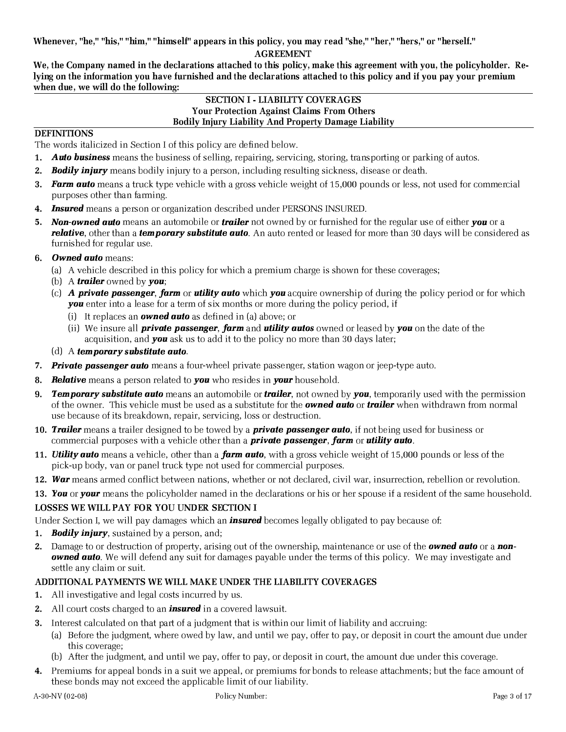**Whenever, "he," "his," "him," "himself" appears in this policy, you may read "she," "her," "hers," or "herself."**

## AGREEMENT

**We, the Company named in the declarations attached to this policy, make this agreement with you, the policyholder. Relying on the information you have furnished and the declarations attached to this policy and if you pay your premium when due, we will do the following:**

## SECTION I - LIABILITY COVERAGES
### Your Protection Against Claims From Others
### Bodily Injury Liability And Property Damage Liability

**DEFINITIONS**

The words italicized in Section I of this policy are defined below.

1. ***Auto business*** means the business of selling, repairing, servicing, storing, transporting or parking of autos.
2. ***Bodily injury*** means bodily injury to a person, including resulting sickness, disease or death.
3. ***Farm auto*** means a truck type vehicle with a gross vehicle weight of 15,000 pounds or less, not used for commercial purposes other than farming.
4. ***Insured*** means a person or organization described under PERSONS INSURED.
5. ***Non-owned auto*** means an automobile or ***trailer*** not owned by or furnished for the regular use of either ***you*** or a ***relative***, other than a ***temporary substitute auto***. An auto rented or leased for more than 30 days will be considered as furnished for regular use.
6. ***Owned auto*** means:
   (a) A vehicle described in this policy for which a premium charge is shown for these coverages;
   (b) A ***trailer*** owned by ***you***;
   (c) ***A private passenger***, ***farm*** or ***utility auto*** which ***you*** acquire ownership of during the policy period or for which ***you*** enter into a lease for a term of six months or more during the policy period, if
      (i) It replaces an ***owned auto*** as defined in (a) above; or
      (ii) We insure all ***private passenger***, ***farm*** and ***utility autos*** owned or leased by ***you*** on the date of the acquisition, and ***you*** ask us to add it to the policy no more than 30 days later;
   (d) A ***temporary substitute auto***.
7. ***Private passenger auto*** means a four-wheel private passenger, station wagon or jeep-type auto.
8. ***Relative*** means a person related to ***you*** who resides in ***your*** household.
9. ***Temporary substitute auto*** means an automobile or ***trailer***, not owned by ***you***, temporarily used with the permission of the owner. This vehicle must be used as a substitute for the ***owned auto*** or ***trailer*** when withdrawn from normal use because of its breakdown, repair, servicing, loss or destruction.
10. ***Trailer*** means a trailer designed to be towed by a ***private passenger auto***, if not being used for business or commercial purposes with a vehicle other than a ***private passenger***, ***farm*** or ***utility auto***.
11. ***Utility auto*** means a vehicle, other than a ***farm auto***, with a gross vehicle weight of 15,000 pounds or less of the pick-up body, van or panel truck type not used for commercial purposes.
12. ***War*** means armed conflict between nations, whether or not declared, civil war, insurrection, rebellion or revolution.
13. ***You*** or ***your*** means the policyholder named in the declarations or his or her spouse if a resident of the same household.

**LOSSES WE WILL PAY FOR YOU UNDER SECTION I**

Under Section I, we will pay damages which an ***insured*** becomes legally obligated to pay because of:

1. ***Bodily injury***, sustained by a person, and;
2. Damage to or destruction of property, arising out of the ownership, maintenance or use of the ***owned auto*** or a ***non-owned auto***. We will defend any suit for damages payable under the terms of this policy. We may investigate and settle any claim or suit.

**ADDITIONAL PAYMENTS WE WILL MAKE UNDER THE LIABILITY COVERAGES**

1. All investigative and legal costs incurred by us.
2. All court costs charged to an ***insured*** in a covered lawsuit.
3. Interest calculated on that part of a judgment that is within our limit of liability and accruing:
   (a) Before the judgment, where owed by law, and until we pay, offer to pay, or deposit in court the amount due under this coverage;
   (b) After the judgment, and until we pay, offer to pay, or deposit in court, the amount due under this coverage.
4. Premiums for appeal bonds in a suit we appeal, or premiums for bonds to release attachments; but the face amount of these bonds may not exceed the applicable limit of our liability.

A-30-NV (02-08) Policy Number: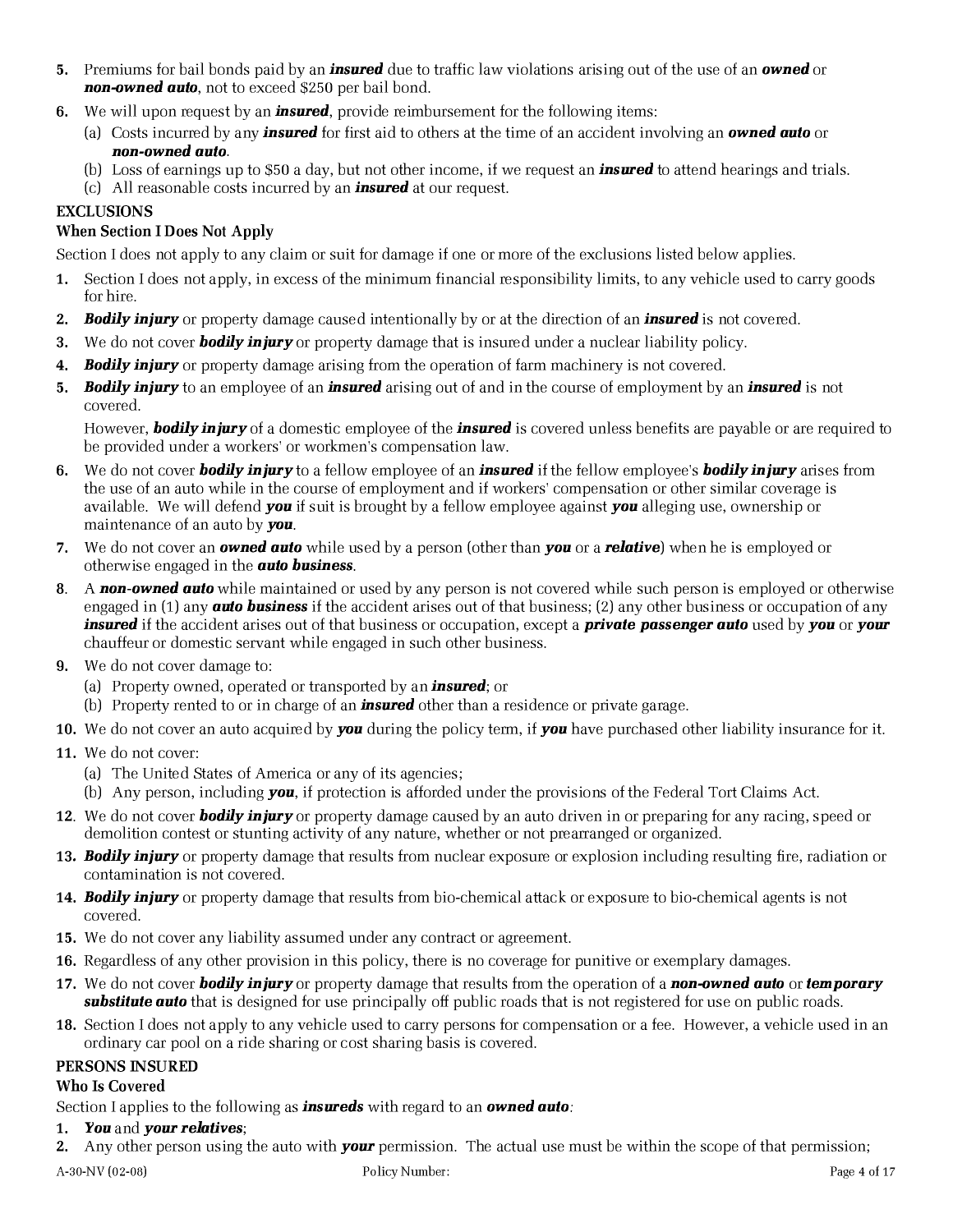5. Premiums for bail bonds paid by an ***insured*** due to traffic law violations arising out of the use of an ***owned*** or ***non-owned auto***, not to exceed $250 per bail bond.
6. We will upon request by an ***insured***, provide reimbursement for the following items:
   (a) Costs incurred by any ***insured*** for first aid to others at the time of an accident involving an ***owned auto*** or ***non-owned auto***.
   (b) Loss of earnings up to $50 a day, but not other income, if we request an ***insured*** to attend hearings and trials.
   (c) All reasonable costs incurred by an ***insured*** at our request.

**EXCLUSIONS**

**When Section I Does Not Apply**

Section I does not apply to any claim or suit for damage if one or more of the exclusions listed below applies.

1. Section I does not apply, in excess of the minimum financial responsibility limits, to any vehicle used to carry goods for hire.
2. ***Bodily injury*** or property damage caused intentionally by or at the direction of an ***insured*** is not covered.
3. We do not cover ***bodily injury*** or property damage that is insured under a nuclear liability policy.
4. ***Bodily injury*** or property damage arising from the operation of farm machinery is not covered.
5. ***Bodily injury*** to an employee of an ***insured*** arising out of and in the course of employment by an ***insured*** is not covered.

   However, ***bodily injury*** of a domestic employee of the ***insured*** is covered unless benefits are payable or are required to be provided under a workers' or workmen's compensation law.
6. We do not cover ***bodily injury*** to a fellow employee of an ***insured*** if the fellow employee's ***bodily injury*** arises from the use of an auto while in the course of employment and if workers' compensation or other similar coverage is available. We will defend ***you*** if suit is brought by a fellow employee against ***you*** alleging use, ownership or maintenance of an auto by ***you***.
7. We do not cover an ***owned auto*** while used by a person (other than ***you*** or a ***relative***) when he is employed or otherwise engaged in the ***auto business***.
8. A ***non-owned auto*** while maintained or used by any person is not covered while such person is employed or otherwise engaged in (1) any ***auto business*** if the accident arises out of that business; (2) any other business or occupation of any ***insured*** if the accident arises out of that business or occupation, except a ***private passenger auto*** used by ***you*** or ***your*** chauffeur or domestic servant while engaged in such other business.
9. We do not cover damage to:
   (a) Property owned, operated or transported by an ***insured***; or
   (b) Property rented to or in charge of an ***insured*** other than a residence or private garage.
10. We do not cover an auto acquired by ***you*** during the policy term, if ***you*** have purchased other liability insurance for it.
11. We do not cover:
    (a) The United States of America or any of its agencies;
    (b) Any person, including ***you***, if protection is afforded under the provisions of the Federal Tort Claims Act.
12. We do not cover ***bodily injury*** or property damage caused by an auto driven in or preparing for any racing, speed or demolition contest or stunting activity of any nature, whether or not prearranged or organized.
13. ***Bodily injury*** or property damage that results from nuclear exposure or explosion including resulting fire, radiation or contamination is not covered.
14. ***Bodily injury*** or property damage that results from bio-chemical attack or exposure to bio-chemical agents is not covered.
15. We do not cover any liability assumed under any contract or agreement.
16. Regardless of any other provision in this policy, there is no coverage for punitive or exemplary damages.
17. We do not cover ***bodily injury*** or property damage that results from the operation of a ***non-owned auto*** or ***temporary substitute auto*** that is designed for use principally off public roads that is not registered for use on public roads.
18. Section I does not apply to any vehicle used to carry persons for compensation or a fee. However, a vehicle used in an ordinary car pool on a ride sharing or cost sharing basis is covered.

**PERSONS INSURED**

**Who Is Covered**

Section I applies to the following as ***insureds*** with regard to an ***owned auto***:

1. ***You*** and ***your relatives***;
2. Any other person using the auto with ***your*** permission. The actual use must be within the scope of that permission;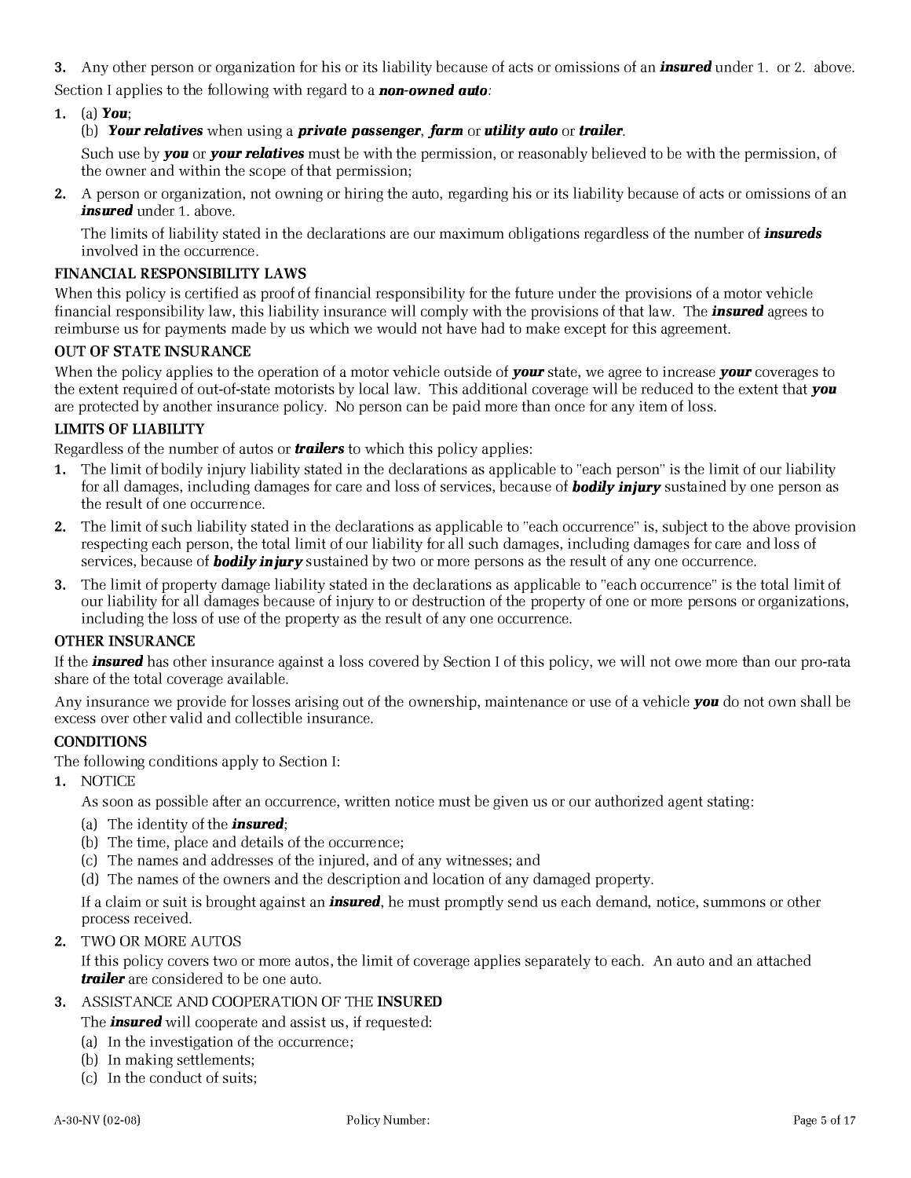3. Any other person or organization for his or its liability because of acts or omissions of an ***insured*** under 1. or 2. above.

Section I applies to the following with regard to a ***non-owned auto***:

1. (a) ***You***;
   (b) ***Your relatives*** when using a ***private passenger***, ***farm*** or ***utility auto*** or ***trailer***.

   Such use by ***you*** or ***your relatives*** must be with the permission, or reasonably believed to be with the permission, of the owner and within the scope of that permission;

2. A person or organization, not owning or hiring the auto, regarding his or its liability because of acts or omissions of an ***insured*** under 1. above.

   The limits of liability stated in the declarations are our maximum obligations regardless of the number of ***insureds*** involved in the occurrence.

**FINANCIAL RESPONSIBILITY LAWS**

When this policy is certified as proof of financial responsibility for the future under the provisions of a motor vehicle financial responsibility law, this liability insurance will comply with the provisions of that law. The ***insured*** agrees to reimburse us for payments made by us which we would not have had to make except for this agreement.

**OUT OF STATE INSURANCE**

When the policy applies to the operation of a motor vehicle outside of ***your*** state, we agree to increase ***your*** coverages to the extent required of out-of-state motorists by local law. This additional coverage will be reduced to the extent that ***you*** are protected by another insurance policy. No person can be paid more than once for any item of loss.

**LIMITS OF LIABILITY**

Regardless of the number of autos or ***trailers*** to which this policy applies:

1. The limit of bodily injury liability stated in the declarations as applicable to "each person" is the limit of our liability for all damages, including damages for care and loss of services, because of ***bodily injury*** sustained by one person as the result of one occurrence.
2. The limit of such liability stated in the declarations as applicable to "each occurrence" is, subject to the above provision respecting each person, the total limit of our liability for all such damages, including damages for care and loss of services, because of ***bodily injury*** sustained by two or more persons as the result of any one occurrence.
3. The limit of property damage liability stated in the declarations as applicable to "each occurrence" is the total limit of our liability for all damages because of injury to or destruction of the property of one or more persons or organizations, including the loss of use of the property as the result of any one occurrence.

**OTHER INSURANCE**

If the ***insured*** has other insurance against a loss covered by Section I of this policy, we will not owe more than our pro-rata share of the total coverage available.

Any insurance we provide for losses arising out of the ownership, maintenance or use of a vehicle ***you*** do not own shall be excess over other valid and collectible insurance.

**CONDITIONS**

The following conditions apply to Section I:

1. NOTICE

   As soon as possible after an occurrence, written notice must be given us or our authorized agent stating:

   (a) The identity of the ***insured***;
   (b) The time, place and details of the occurrence;
   (c) The names and addresses of the injured, and of any witnesses; and
   (d) The names of the owners and the description and location of any damaged property.

   If a claim or suit is brought against an ***insured***, he must promptly send us each demand, notice, summons or other process received.

2. TWO OR MORE AUTOS

   If this policy covers two or more autos, the limit of coverage applies separately to each. An auto and an attached ***trailer*** are considered to be one auto.

3. ASSISTANCE AND COOPERATION OF THE **INSURED**

   The ***insured*** will cooperate and assist us, if requested:

   (a) In the investigation of the occurrence;
   (b) In making settlements;
   (c) In the conduct of suits;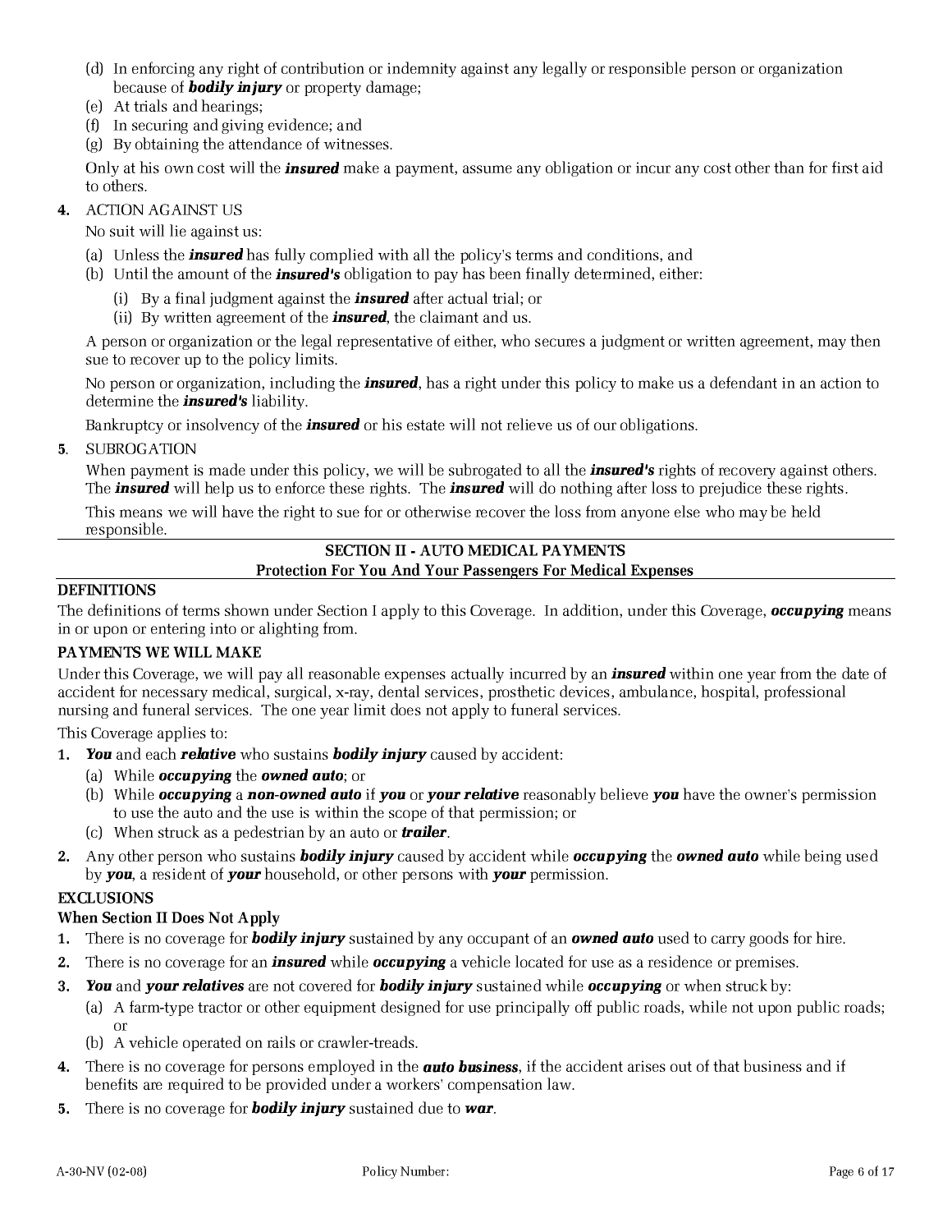(d) In enforcing any right of contribution or indemnity against any legally or responsible person or organization because of ***bodily injury*** or property damage;

(e) At trials and hearings;

(f) In securing and giving evidence; and

(g) By obtaining the attendance of witnesses.

Only at his own cost will the ***insured*** make a payment, assume any obligation or incur any cost other than for first aid to others.

**4.** ACTION AGAINST US

No suit will lie against us:

(a) Unless the ***insured*** has fully complied with all the policy's terms and conditions, and

(b) Until the amount of the ***insured's*** obligation to pay has been finally determined, either:

  (i) By a final judgment against the ***insured*** after actual trial; or

  (ii) By written agreement of the ***insured***, the claimant and us.

A person or organization or the legal representative of either, who secures a judgment or written agreement, may then sue to recover up to the policy limits.

No person or organization, including the ***insured***, has a right under this policy to make us a defendant in an action to determine the ***insured's*** liability.

Bankruptcy or insolvency of the ***insured*** or his estate will not relieve us of our obligations.

**5**. SUBROGATION

When payment is made under this policy, we will be subrogated to all the ***insured's*** rights of recovery against others. The ***insured*** will help us to enforce these rights. The ***insured*** will do nothing after loss to prejudice these rights.

This means we will have the right to sue for or otherwise recover the loss from anyone else who may be held responsible.

## SECTION II - AUTO MEDICAL PAYMENTS
### Protection For You And Your Passengers For Medical Expenses

**DEFINITIONS**

The definitions of terms shown under Section I apply to this Coverage. In addition, under this Coverage, ***occupying*** means in or upon or entering into or alighting from.

**PAYMENTS WE WILL MAKE**

Under this Coverage, we will pay all reasonable expenses actually incurred by an ***insured*** within one year from the date of accident for necessary medical, surgical, x-ray, dental services, prosthetic devices, ambulance, hospital, professional nursing and funeral services. The one year limit does not apply to funeral services.

This Coverage applies to:

**1.** ***You*** and each ***relative*** who sustains ***bodily injury*** caused by accident:

  (a) While ***occupying*** the ***owned auto***; or

  (b) While ***occupying*** a ***non-owned auto*** if ***you*** or ***your relative*** reasonably believe ***you*** have the owner's permission to use the auto and the use is within the scope of that permission; or

  (c) When struck as a pedestrian by an auto or ***trailer***.

**2.** Any other person who sustains ***bodily injury*** caused by accident while ***occupying*** the ***owned auto*** while being used by ***you***, a resident of ***your*** household, or other persons with ***your*** permission.

**EXCLUSIONS**

**When Section II Does Not Apply**

**1.** There is no coverage for ***bodily injury*** sustained by any occupant of an ***owned auto*** used to carry goods for hire.

**2.** There is no coverage for an ***insured*** while ***occupying*** a vehicle located for use as a residence or premises.

**3.** ***You*** and ***your relatives*** are not covered for ***bodily injury*** sustained while ***occupying*** or when struck by:

  (a) A farm-type tractor or other equipment designed for use principally off public roads, while not upon public roads; or

  (b) A vehicle operated on rails or crawler-treads.

**4.** There is no coverage for persons employed in the ***auto business***, if the accident arises out of that business and if benefits are required to be provided under a workers' compensation law.

**5.** There is no coverage for ***bodily injury*** sustained due to ***war***.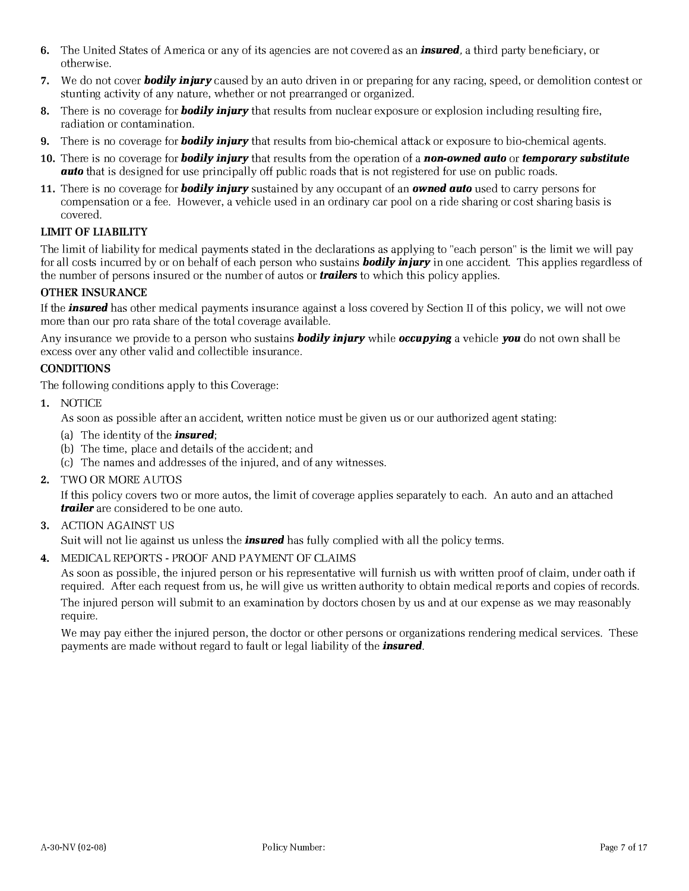6. The United States of America or any of its agencies are not covered as an ***insured***, a third party beneficiary, or otherwise.
7. We do not cover ***bodily injury*** caused by an auto driven in or preparing for any racing, speed, or demolition contest or stunting activity of any nature, whether or not prearranged or organized.
8. There is no coverage for ***bodily injury*** that results from nuclear exposure or explosion including resulting fire, radiation or contamination.
9. There is no coverage for ***bodily injury*** that results from bio-chemical attack or exposure to bio-chemical agents.
10. There is no coverage for ***bodily injury*** that results from the operation of a ***non-owned auto*** or ***temporary substitute auto*** that is designed for use principally off public roads that is not registered for use on public roads.
11. There is no coverage for ***bodily injury*** sustained by any occupant of an ***owned auto*** used to carry persons for compensation or a fee. However, a vehicle used in an ordinary car pool on a ride sharing or cost sharing basis is covered.

**LIMIT OF LIABILITY**

The limit of liability for medical payments stated in the declarations as applying to "each person" is the limit we will pay for all costs incurred by or on behalf of each person who sustains ***bodily injury*** in one accident. This applies regardless of the number of persons insured or the number of autos or ***trailers*** to which this policy applies.

**OTHER INSURANCE**

If the ***insured*** has other medical payments insurance against a loss covered by Section II of this policy, we will not owe more than our pro rata share of the total coverage available.

Any insurance we provide to a person who sustains ***bodily injury*** while ***occupying*** a vehicle ***you*** do not own shall be excess over any other valid and collectible insurance.

**CONDITIONS**

The following conditions apply to this Coverage:

1. NOTICE

   As soon as possible after an accident, written notice must be given us or our authorized agent stating:

   (a) The identity of the ***insured***;
   (b) The time, place and details of the accident; and
   (c) The names and addresses of the injured, and of any witnesses.

2. TWO OR MORE AUTOS

   If this policy covers two or more autos, the limit of coverage applies separately to each. An auto and an attached ***trailer*** are considered to be one auto.

3. ACTION AGAINST US

   Suit will not lie against us unless the ***insured*** has fully complied with all the policy terms.

4. MEDICAL REPORTS - PROOF AND PAYMENT OF CLAIMS

   As soon as possible, the injured person or his representative will furnish us with written proof of claim, under oath if required. After each request from us, he will give us written authority to obtain medical reports and copies of records.

   The injured person will submit to an examination by doctors chosen by us and at our expense as we may reasonably require.

   We may pay either the injured person, the doctor or other persons or organizations rendering medical services. These payments are made without regard to fault or legal liability of the ***insured***.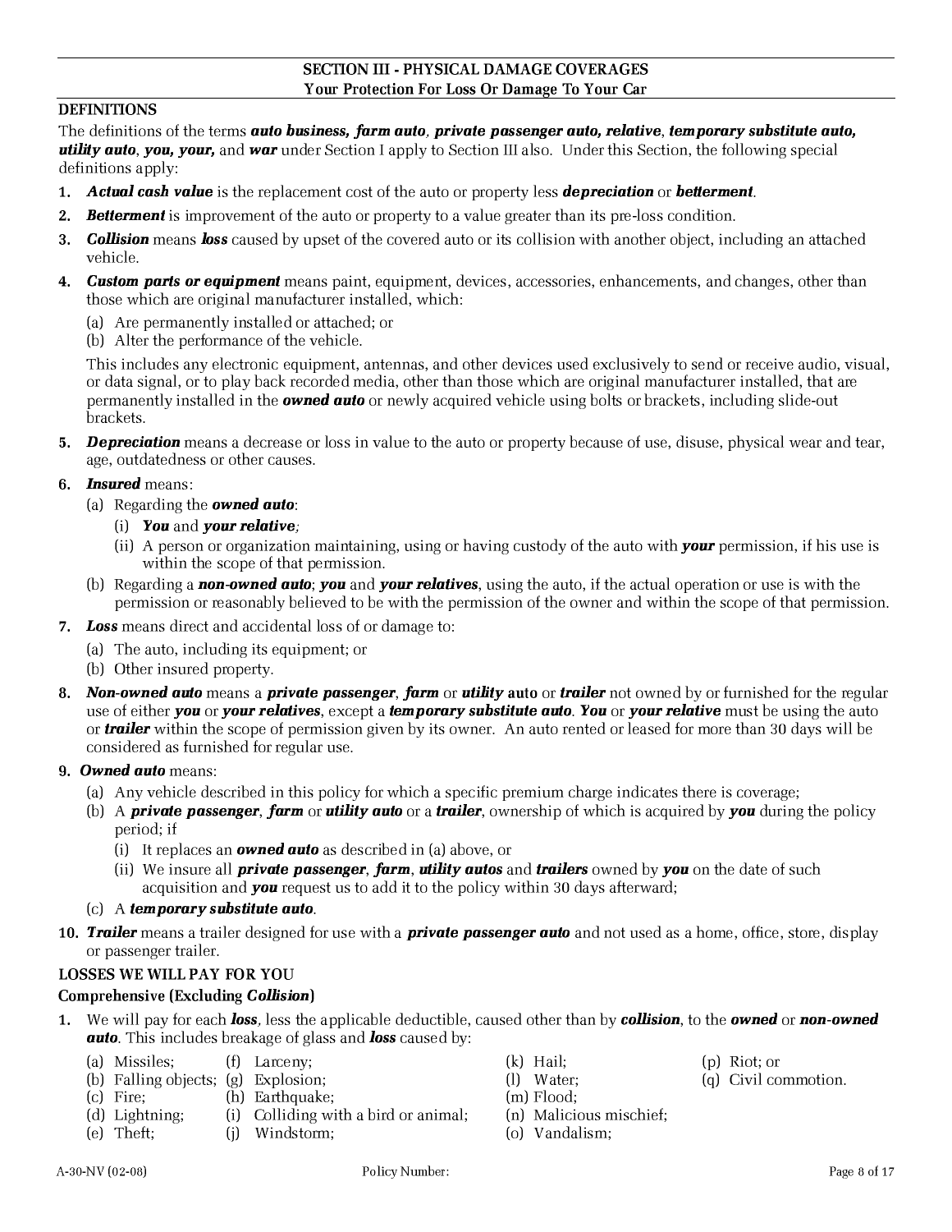## SECTION III - PHYSICAL DAMAGE COVERAGES
### Your Protection For Loss Or Damage To Your Car

**DEFINITIONS**

The definitions of the terms ***auto business, farm auto, private passenger auto, relative, temporary substitute auto, utility auto, you, your,*** and ***war*** under Section I apply to Section III also. Under this Section, the following special definitions apply:

1. ***Actual cash value*** is the replacement cost of the auto or property less ***depreciation*** or ***betterment***.
2. ***Betterment*** is improvement of the auto or property to a value greater than its pre-loss condition.
3. ***Collision*** means ***loss*** caused by upset of the covered auto or its collision with another object, including an attached vehicle.
4. ***Custom parts or equipment*** means paint, equipment, devices, accessories, enhancements, and changes, other than those which are original manufacturer installed, which:
   (a) Are permanently installed or attached; or
   (b) Alter the performance of the vehicle.

   This includes any electronic equipment, antennas, and other devices used exclusively to send or receive audio, visual, or data signal, or to play back recorded media, other than those which are original manufacturer installed, that are permanently installed in the ***owned auto*** or newly acquired vehicle using bolts or brackets, including slide-out brackets.
5. ***Depreciation*** means a decrease or loss in value to the auto or property because of use, disuse, physical wear and tear, age, outdatedness or other causes.
6. ***Insured*** means:
   (a) Regarding the ***owned auto***:
      (i) ***You*** and ***your relative;***
      (ii) A person or organization maintaining, using or having custody of the auto with ***your*** permission, if his use is within the scope of that permission.
   (b) Regarding a ***non-owned auto***; ***you*** and ***your relatives***, using the auto, if the actual operation or use is with the permission or reasonably believed to be with the permission of the owner and within the scope of that permission.
7. ***Loss*** means direct and accidental loss of or damage to:
   (a) The auto, including its equipment; or
   (b) Other insured property.
8. ***Non-owned auto*** means a ***private passenger***, ***farm*** or ***utility*** **auto** or ***trailer*** not owned by or furnished for the regular use of either ***you*** or ***your relatives***, except a ***temporary substitute auto***. ***You*** or ***your relative*** must be using the auto or ***trailer*** within the scope of permission given by its owner. An auto rented or leased for more than 30 days will be considered as furnished for regular use.
9. ***Owned auto*** means:
   (a) Any vehicle described in this policy for which a specific premium charge indicates there is coverage;
   (b) A ***private passenger***, ***farm*** or ***utility auto*** or a ***trailer***, ownership of which is acquired by ***you*** during the policy period; if
      (i) It replaces an ***owned auto*** as described in (a) above, or
      (ii) We insure all ***private passenger***, ***farm***, ***utility autos*** and ***trailers*** owned by ***you*** on the date of such acquisition and ***you*** request us to add it to the policy within 30 days afterward;
   (c) A ***temporary substitute auto***.
10. ***Trailer*** means a trailer designed for use with a ***private passenger auto*** and not used as a home, office, store, display or passenger trailer.

**LOSSES WE WILL PAY FOR YOU**

**Comprehensive (Excluding *Collision*)**

1. We will pay for each ***loss***, less the applicable deductible, caused other than by ***collision***, to the ***owned*** or ***non-owned auto***. This includes breakage of glass and ***loss*** caused by:

   (a) Missiles;
   (b) Falling objects;
   (c) Fire;
   (d) Lightning;
   (e) Theft;
   (f) Larceny;
   (g) Explosion;
   (h) Earthquake;
   (i) Colliding with a bird or animal;
   (j) Windstorm;
   (k) Hail;
   (l) Water;
   (m) Flood;
   (n) Malicious mischief;
   (o) Vandalism;
   (p) Riot; or
   (q) Civil commotion.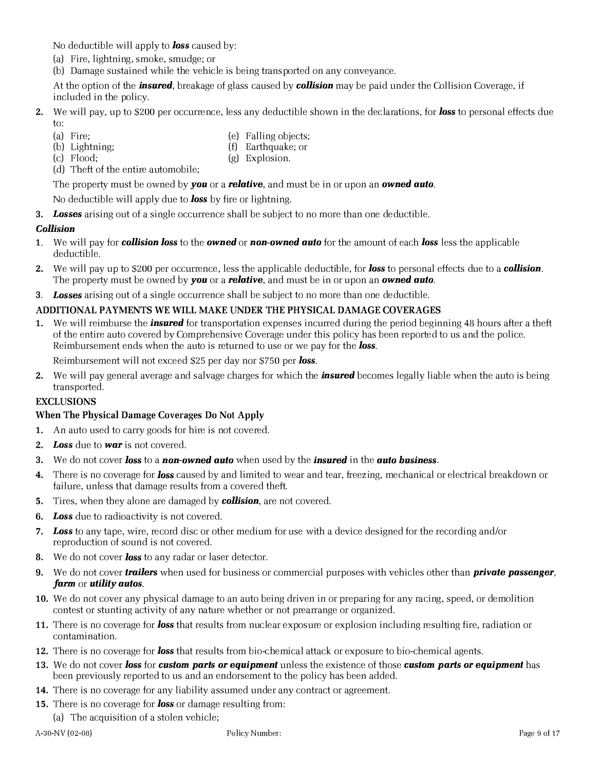No deductible will apply to ***loss*** caused by:

(a) Fire, lightning, smoke, smudge; or

(b) Damage sustained while the vehicle is being transported on any conveyance.

At the option of the ***insured***, breakage of glass caused by ***collision*** may be paid under the Collision Coverage, if included in the policy.

**2.** We will pay, up to $200 per occurrence, less any deductible shown in the declarations, for ***loss*** to personal effects due to:

(a) Fire;
(b) Lightning;
(c) Flood;
(d) Theft of the entire automobile;
(e) Falling objects;
(f) Earthquake; or
(g) Explosion.

The property must be owned by ***you*** or a ***relative***, and must be in or upon an ***owned auto***.

No deductible will apply due to ***loss*** by fire or lightning.

**3.** ***Losses*** arising out of a single occurrence shall be subject to no more than one deductible.

***Collision***

**1.** We will pay for ***collision loss*** to the ***owned*** or ***non-owned auto*** for the amount of each ***loss*** less the applicable deductible.

**2.** We will pay up to $200 per occurrence, less the applicable deductible, for ***loss*** to personal effects due to a ***collision***. The property must be owned by ***you*** or a ***relative***, and must be in or upon an ***owned auto***.

**3.** ***Losses*** arising out of a single occurrence shall be subject to no more than one deductible.

**ADDITIONAL PAYMENTS WE WILL MAKE UNDER THE PHYSICAL DAMAGE COVERAGES**

**1.** We will reimburse the ***insured*** for transportation expenses incurred during the period beginning 48 hours after a theft of the entire auto covered by Comprehensive Coverage under this policy has been reported to us and the police. Reimbursement ends when the auto is returned to use or we pay for the ***loss***.

Reimbursement will not exceed $25 per day nor $750 per ***loss***.

**2.** We will pay general average and salvage charges for which the ***insured*** becomes legally liable when the auto is being transported.

**EXCLUSIONS**

**When The Physical Damage Coverages Do Not Apply**

**1.** An auto used to carry goods for hire is not covered.

**2.** ***Loss*** due to ***war*** is not covered.

**3.** We do not cover ***loss*** to a ***non-owned auto*** when used by the ***insured*** in the ***auto business***.

**4.** There is no coverage for ***loss*** caused by and limited to wear and tear, freezing, mechanical or electrical breakdown or failure, unless that damage results from a covered theft.

**5.** Tires, when they alone are damaged by ***collision***, are not covered.

**6.** ***Loss*** due to radioactivity is not covered.

**7.** ***Loss*** to any tape, wire, record disc or other medium for use with a device designed for the recording and/or reproduction of sound is not covered.

**8.** We do not cover ***loss*** to any radar or laser detector.

**9.** We do not cover ***trailers*** when used for business or commercial purposes with vehicles other than ***private passenger, farm*** or ***utility autos***.

**10.** We do not cover any physical damage to an auto being driven in or preparing for any racing, speed, or demolition contest or stunting activity of any nature whether or not prearrange or organized.

**11.** There is no coverage for ***loss*** that results from nuclear exposure or explosion including resulting fire, radiation or contamination.

**12.** There is no coverage for ***loss*** that results from bio-chemical attack or exposure to bio-chemical agents.

**13.** We do not cover ***loss*** for ***custom parts or equipment*** unless the existence of those ***custom parts or equipment*** has been previously reported to us and an endorsement to the policy has been added.

**14.** There is no coverage for any liability assumed under any contract or agreement.

**15.** There is no coverage for ***loss*** or damage resulting from:

(a) The acquisition of a stolen vehicle;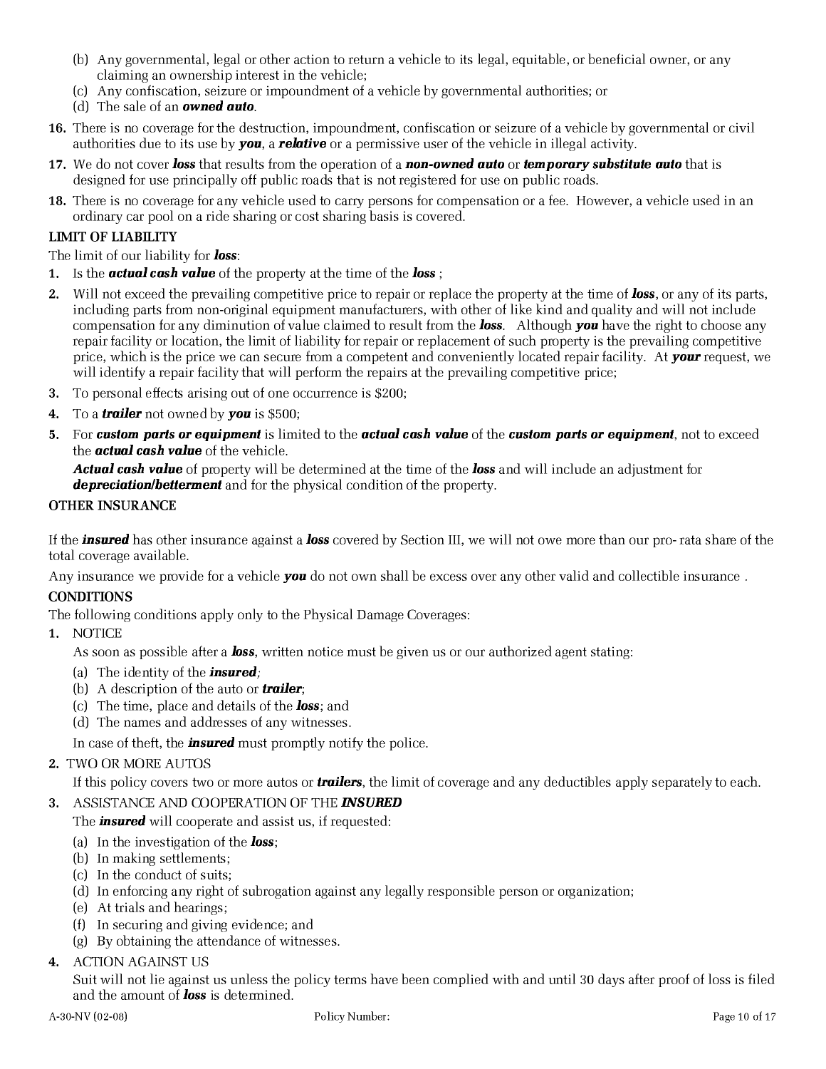(b) Any governmental, legal or other action to return a vehicle to its legal, equitable, or beneficial owner, or any claiming an ownership interest in the vehicle;
(c) Any confiscation, seizure or impoundment of a vehicle by governmental authorities; or
(d) The sale of an ***owned auto***.

**16.** There is no coverage for the destruction, impoundment, confiscation or seizure of a vehicle by governmental or civil authorities due to its use by ***you***, a ***relative*** or a permissive user of the vehicle in illegal activity.

**17.** We do not cover ***loss*** that results from the operation of a ***non-owned auto*** or ***temporary substitute auto*** that is designed for use principally off public roads that is not registered for use on public roads.

**18.** There is no coverage for any vehicle used to carry persons for compensation or a fee. However, a vehicle used in an ordinary car pool on a ride sharing or cost sharing basis is covered.

**LIMIT OF LIABILITY**

The limit of our liability for ***loss***:

1. Is the ***actual cash value*** of the property at the time of the ***loss*** ;
2. Will not exceed the prevailing competitive price to repair or replace the property at the time of ***loss***, or any of its parts, including parts from non-original equipment manufacturers, with other of like kind and quality and will not include compensation for any diminution of value claimed to result from the ***loss***. Although ***you*** have the right to choose any repair facility or location, the limit of liability for repair or replacement of such property is the prevailing competitive price, which is the price we can secure from a competent and conveniently located repair facility. At ***your*** request, we will identify a repair facility that will perform the repairs at the prevailing competitive price;
3. To personal effects arising out of one occurrence is $200;
4. To a ***trailer*** not owned by ***you*** is $500;
5. For ***custom parts or equipment*** is limited to the ***actual cash value*** of the ***custom parts or equipment***, not to exceed the ***actual cash value*** of the vehicle.

   ***Actual cash value*** of property will be determined at the time of the ***loss*** and will include an adjustment for ***depreciation/betterment*** and for the physical condition of the property.

**OTHER INSURANCE**

If the ***insured*** has other insurance against a ***loss*** covered by Section III, we will not owe more than our pro- rata share of the total coverage available.

Any insurance we provide for a vehicle ***you*** do not own shall be excess over any other valid and collectible insurance .

**CONDITIONS**

The following conditions apply only to the Physical Damage Coverages:

1. NOTICE

   As soon as possible after a ***loss***, written notice must be given us or our authorized agent stating:

   (a) The identity of the ***insured***;
   (b) A description of the auto or ***trailer***;
   (c) The time, place and details of the ***loss***; and
   (d) The names and addresses of any witnesses.

   In case of theft, the ***insured*** must promptly notify the police.

2. TWO OR MORE AUTOS

   If this policy covers two or more autos or ***trailers***, the limit of coverage and any deductibles apply separately to each.

3. ASSISTANCE AND COOPERATION OF THE ***INSURED***

   The ***insured*** will cooperate and assist us, if requested:

   (a) In the investigation of the ***loss***;
   (b) In making settlements;
   (c) In the conduct of suits;
   (d) In enforcing any right of subrogation against any legally responsible person or organization;
   (e) At trials and hearings;
   (f) In securing and giving evidence; and
   (g) By obtaining the attendance of witnesses.

4. ACTION AGAINST US

   Suit will not lie against us unless the policy terms have been complied with and until 30 days after proof of loss is filed and the amount of ***loss*** is determined.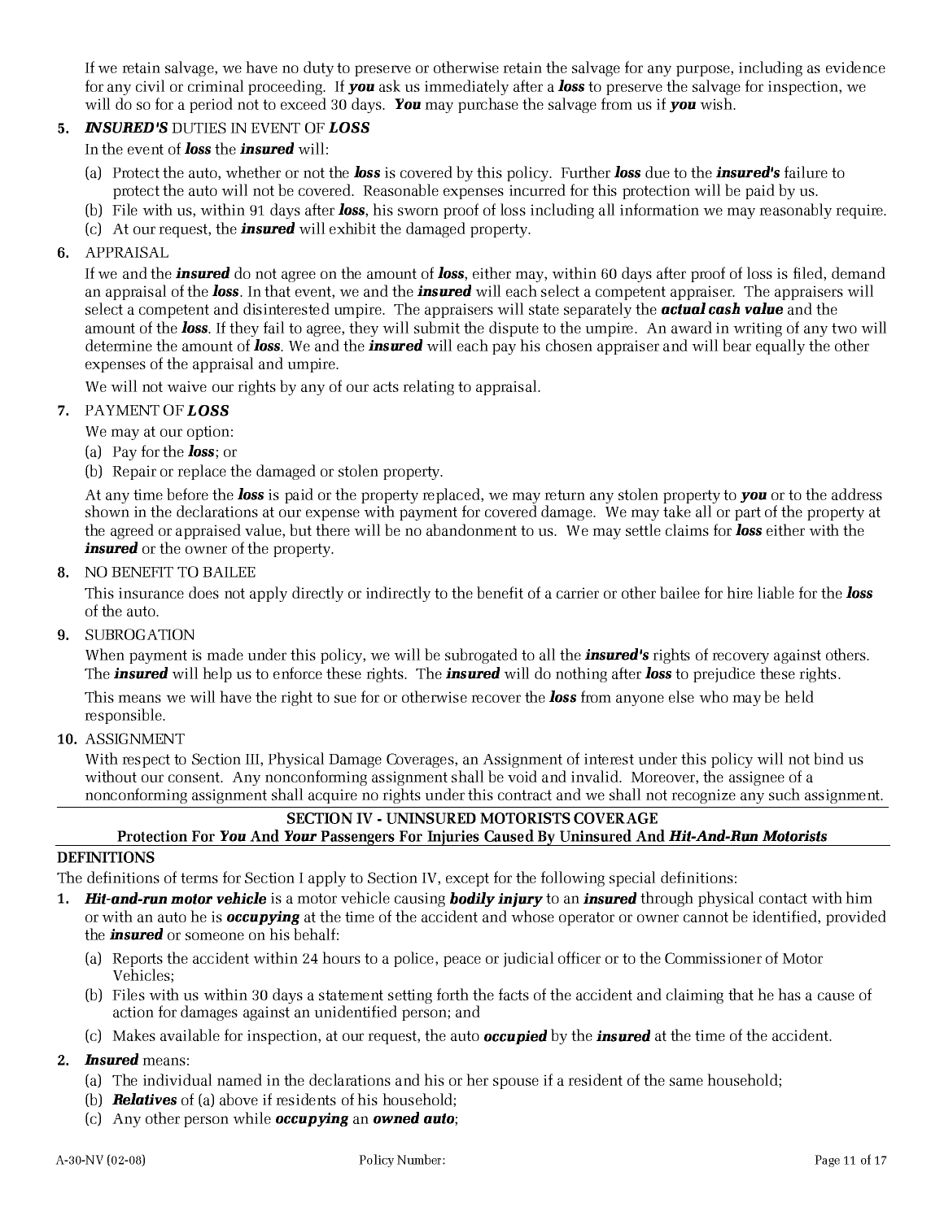If we retain salvage, we have no duty to preserve or otherwise retain the salvage for any purpose, including as evidence for any civil or criminal proceeding. If ***you*** ask us immediately after a ***loss*** to preserve the salvage for inspection, we will do so for a period not to exceed 30 days. ***You*** may purchase the salvage from us if ***you*** wish.

**5.** ***INSURED'S*** DUTIES IN EVENT OF ***LOSS***

In the event of ***loss*** the ***insured*** will:

(a) Protect the auto, whether or not the ***loss*** is covered by this policy. Further ***loss*** due to the ***insured's*** failure to protect the auto will not be covered. Reasonable expenses incurred for this protection will be paid by us.

(b) File with us, within 91 days after ***loss***, his sworn proof of loss including all information we may reasonably require.

(c) At our request, the ***insured*** will exhibit the damaged property.

**6.** APPRAISAL

If we and the ***insured*** do not agree on the amount of ***loss***, either may, within 60 days after proof of loss is filed, demand an appraisal of the ***loss***. In that event, we and the ***insured*** will each select a competent appraiser. The appraisers will select a competent and disinterested umpire. The appraisers will state separately the ***actual cash value*** and the amount of the ***loss***. If they fail to agree, they will submit the dispute to the umpire. An award in writing of any two will determine the amount of ***loss***. We and the ***insured*** will each pay his chosen appraiser and will bear equally the other expenses of the appraisal and umpire.

We will not waive our rights by any of our acts relating to appraisal.

**7.** PAYMENT OF ***LOSS***

We may at our option:

(a) Pay for the ***loss***; or

(b) Repair or replace the damaged or stolen property.

At any time before the ***loss*** is paid or the property replaced, we may return any stolen property to ***you*** or to the address shown in the declarations at our expense with payment for covered damage. We may take all or part of the property at the agreed or appraised value, but there will be no abandonment to us. We may settle claims for ***loss*** either with the ***insured*** or the owner of the property.

**8.** NO BENEFIT TO BAILEE

This insurance does not apply directly or indirectly to the benefit of a carrier or other bailee for hire liable for the ***loss*** of the auto.

**9.** SUBROGATION

When payment is made under this policy, we will be subrogated to all the ***insured's*** rights of recovery against others. The ***insured*** will help us to enforce these rights. The ***insured*** will do nothing after ***loss*** to prejudice these rights.

This means we will have the right to sue for or otherwise recover the ***loss*** from anyone else who may be held responsible.

**10.** ASSIGNMENT

With respect to Section III, Physical Damage Coverages, an Assignment of interest under this policy will not bind us without our consent. Any nonconforming assignment shall be void and invalid. Moreover, the assignee of a nonconforming assignment shall acquire no rights under this contract and we shall not recognize any such assignment.

## SECTION IV - UNINSURED MOTORISTS COVERAGE

### Protection For *You* And *Your* Passengers For Injuries Caused By Uninsured And *Hit-And-Run Motorists*

**DEFINITIONS**

The definitions of terms for Section I apply to Section IV, except for the following special definitions:

**1.** ***Hit-and-run motor vehicle*** is a motor vehicle causing ***bodily injury*** to an ***insured*** through physical contact with him or with an auto he is ***occupying*** at the time of the accident and whose operator or owner cannot be identified, provided the ***insured*** or someone on his behalf:

(a) Reports the accident within 24 hours to a police, peace or judicial officer or to the Commissioner of Motor Vehicles;

(b) Files with us within 30 days a statement setting forth the facts of the accident and claiming that he has a cause of action for damages against an unidentified person; and

(c) Makes available for inspection, at our request, the auto ***occupied*** by the ***insured*** at the time of the accident.

**2.** ***Insured*** means:

(a) The individual named in the declarations and his or her spouse if a resident of the same household;

(b) ***Relatives*** of (a) above if residents of his household;

(c) Any other person while ***occupying*** an ***owned auto***;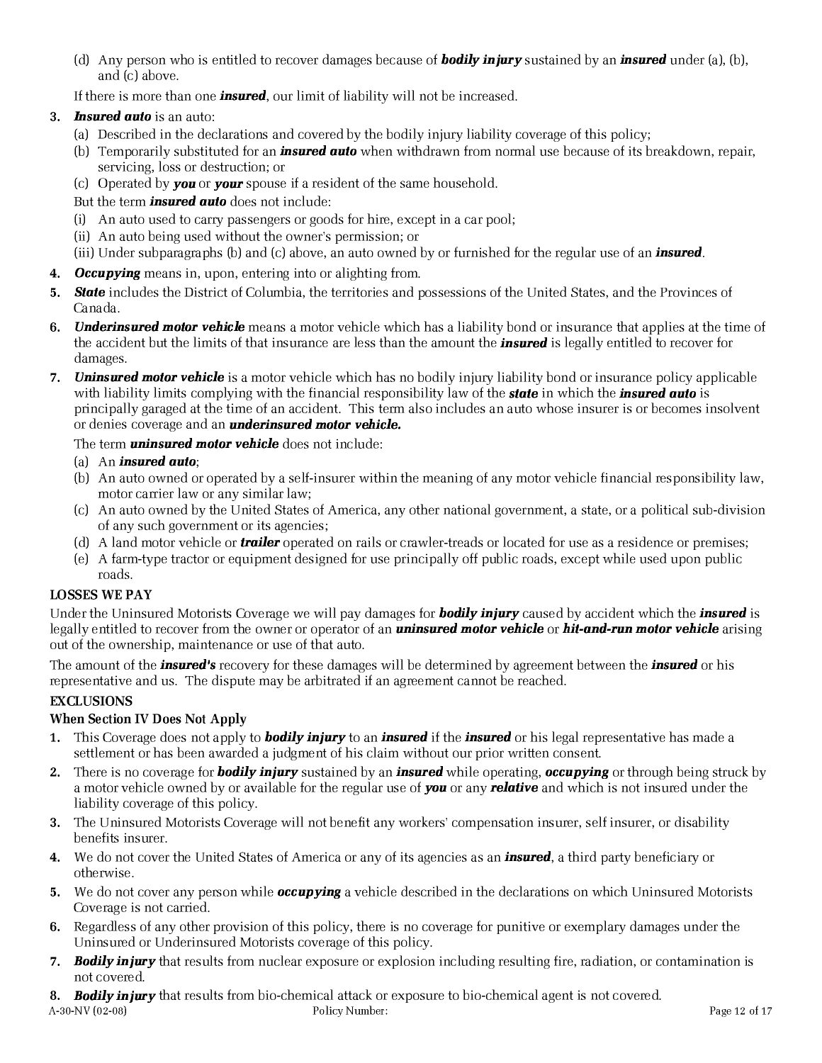(d) Any person who is entitled to recover damages because of ***bodily injury*** sustained by an ***insured*** under (a), (b), and (c) above.

If there is more than one ***insured***, our limit of liability will not be increased.

3. ***Insured auto*** is an auto:
   (a) Described in the declarations and covered by the bodily injury liability coverage of this policy;
   (b) Temporarily substituted for an ***insured auto*** when withdrawn from normal use because of its breakdown, repair, servicing, loss or destruction; or
   (c) Operated by ***you*** or ***your*** spouse if a resident of the same household.

   But the term ***insured auto*** does not include:
   (i) An auto used to carry passengers or goods for hire, except in a car pool;
   (ii) An auto being used without the owner's permission; or
   (iii) Under subparagraphs (b) and (c) above, an auto owned by or furnished for the regular use of an ***insured***.
4. ***Occupying*** means in, upon, entering into or alighting from.
5. ***State*** includes the District of Columbia, the territories and possessions of the United States, and the Provinces of Canada.
6. ***Underinsured motor vehicle*** means a motor vehicle which has a liability bond or insurance that applies at the time of the accident but the limits of that insurance are less than the amount the ***insured*** is legally entitled to recover for damages.
7. ***Uninsured motor vehicle*** is a motor vehicle which has no bodily injury liability bond or insurance policy applicable with liability limits complying with the financial responsibility law of the ***state*** in which the ***insured auto*** is principally garaged at the time of an accident. This term also includes an auto whose insurer is or becomes insolvent or denies coverage and an ***underinsured motor vehicle.***

   The term ***uninsured motor vehicle*** does not include:
   (a) An ***insured auto***;
   (b) An auto owned or operated by a self-insurer within the meaning of any motor vehicle financial responsibility law, motor carrier law or any similar law;
   (c) An auto owned by the United States of America, any other national government, a state, or a political sub-division of any such government or its agencies;
   (d) A land motor vehicle or ***trailer*** operated on rails or crawler-treads or located for use as a residence or premises;
   (e) A farm-type tractor or equipment designed for use principally off public roads, except while used upon public roads.

**LOSSES WE PAY**

Under the Uninsured Motorists Coverage we will pay damages for ***bodily injury*** caused by accident which the ***insured*** is legally entitled to recover from the owner or operator of an ***uninsured motor vehicle*** or ***hit-and-run motor vehicle*** arising out of the ownership, maintenance or use of that auto.

The amount of the ***insured's*** recovery for these damages will be determined by agreement between the ***insured*** or his representative and us. The dispute may be arbitrated if an agreement cannot be reached.

**EXCLUSIONS**

**When Section IV Does Not Apply**

1. This Coverage does not apply to ***bodily injury*** to an ***insured*** if the ***insured*** or his legal representative has made a settlement or has been awarded a judgment of his claim without our prior written consent.
2. There is no coverage for ***bodily injury*** sustained by an ***insured*** while operating, ***occupying*** or through being struck by a motor vehicle owned by or available for the regular use of ***you*** or any ***relative*** and which is not insured under the liability coverage of this policy.
3. The Uninsured Motorists Coverage will not benefit any workers' compensation insurer, self insurer, or disability benefits insurer.
4. We do not cover the United States of America or any of its agencies as an ***insured***, a third party beneficiary or otherwise.
5. We do not cover any person while ***occupying*** a vehicle described in the declarations on which Uninsured Motorists Coverage is not carried.
6. Regardless of any other provision of this policy, there is no coverage for punitive or exemplary damages under the Uninsured or Underinsured Motorists coverage of this policy.
7. ***Bodily injury*** that results from nuclear exposure or explosion including resulting fire, radiation, or contamination is not covered.
8. ***Bodily injury*** that results from bio-chemical attack or exposure to bio-chemical agent is not covered.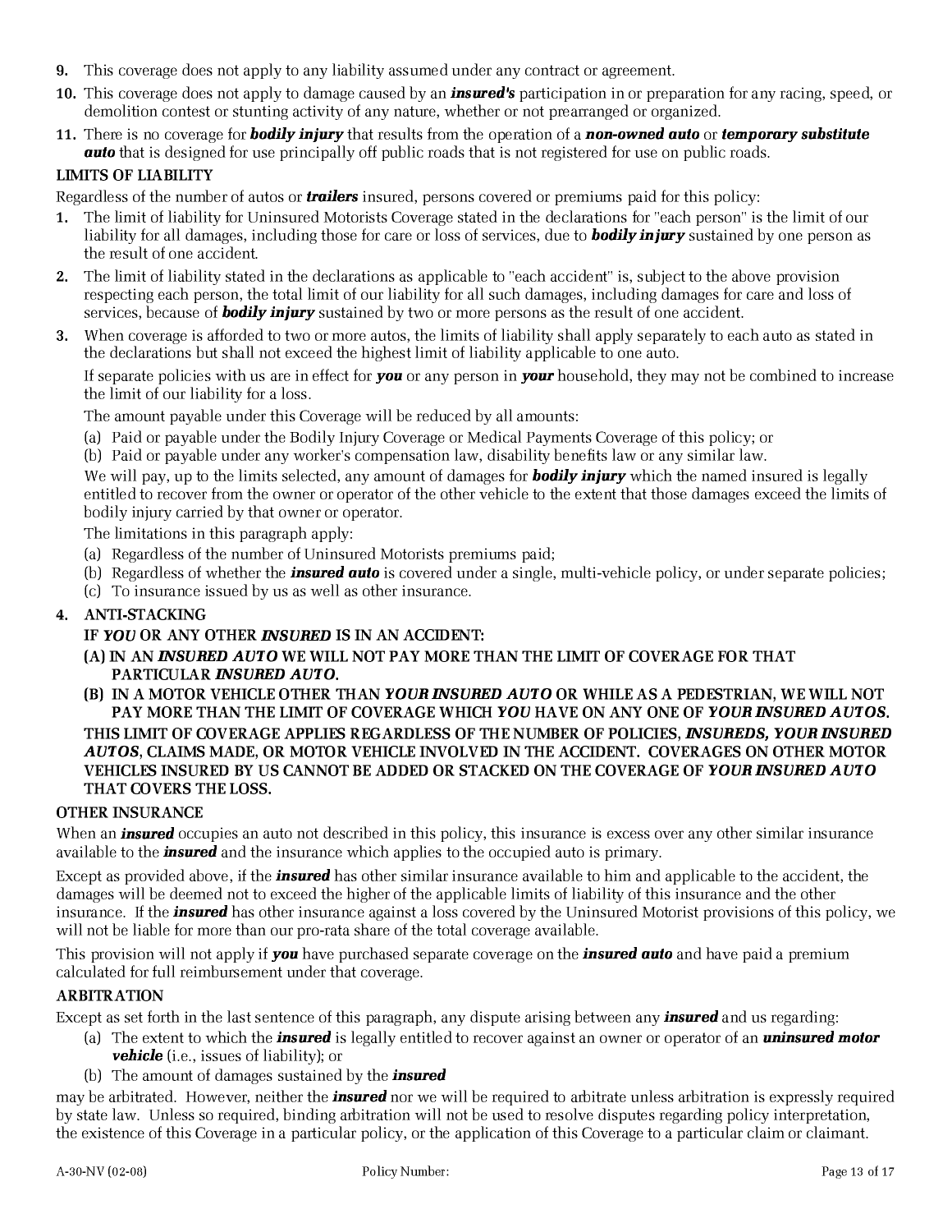9. This coverage does not apply to any liability assumed under any contract or agreement.
10. This coverage does not apply to damage caused by an ***insured's*** participation in or preparation for any racing, speed, or demolition contest or stunting activity of any nature, whether or not prearranged or organized.
11. There is no coverage for ***bodily injury*** that results from the operation of a ***non-owned auto*** or ***temporary substitute auto*** that is designed for use principally off public roads that is not registered for use on public roads.

**LIMITS OF LIABILITY**

Regardless of the number of autos or ***trailers*** insured, persons covered or premiums paid for this policy:

1. The limit of liability for Uninsured Motorists Coverage stated in the declarations for "each person" is the limit of our liability for all damages, including those for care or loss of services, due to ***bodily injury*** sustained by one person as the result of one accident.
2. The limit of liability stated in the declarations as applicable to "each accident" is, subject to the above provision respecting each person, the total limit of our liability for all such damages, including damages for care and loss of services, because of ***bodily injury*** sustained by two or more persons as the result of one accident.
3. When coverage is afforded to two or more autos, the limits of liability shall apply separately to each auto as stated in the declarations but shall not exceed the highest limit of liability applicable to one auto.

   If separate policies with us are in effect for ***you*** or any person in ***your*** household, they may not be combined to increase the limit of our liability for a loss.

   The amount payable under this Coverage will be reduced by all amounts:

   (a) Paid or payable under the Bodily Injury Coverage or Medical Payments Coverage of this policy; or
   (b) Paid or payable under any worker's compensation law, disability benefits law or any similar law.

   We will pay, up to the limits selected, any amount of damages for ***bodily injury*** which the named insured is legally entitled to recover from the owner or operator of the other vehicle to the extent that those damages exceed the limits of bodily injury carried by that owner or operator.

   The limitations in this paragraph apply:

   (a) Regardless of the number of Uninsured Motorists premiums paid;
   (b) Regardless of whether the ***insured auto*** is covered under a single, multi-vehicle policy, or under separate policies;
   (c) To insurance issued by us as well as other insurance.

4. **ANTI-STACKING**

   **IF *YOU* OR ANY OTHER *INSURED* IS IN AN ACCIDENT:**

   **(A) IN AN *INSURED AUTO* WE WILL NOT PAY MORE THAN THE LIMIT OF COVERAGE FOR THAT PARTICULAR *INSURED AUTO*.**

   **(B) IN A MOTOR VEHICLE OTHER THAN *YOUR INSURED AUTO* OR WHILE AS A PEDESTRIAN, WE WILL NOT PAY MORE THAN THE LIMIT OF COVERAGE WHICH *YOU* HAVE ON ANY ONE OF *YOUR INSURED AUTOS*.**

   **THIS LIMIT OF COVERAGE APPLIES REGARDLESS OF THE NUMBER OF POLICIES, *INSUREDS, YOUR INSURED AUTOS*, CLAIMS MADE, OR MOTOR VEHICLE INVOLVED IN THE ACCIDENT. COVERAGES ON OTHER MOTOR VEHICLES INSURED BY US CANNOT BE ADDED OR STACKED ON THE COVERAGE OF *YOUR INSURED AUTO* THAT COVERS THE LOSS.**

**OTHER INSURANCE**

When an ***insured*** occupies an auto not described in this policy, this insurance is excess over any other similar insurance available to the ***insured*** and the insurance which applies to the occupied auto is primary.

Except as provided above, if the ***insured*** has other similar insurance available to him and applicable to the accident, the damages will be deemed not to exceed the higher of the applicable limits of liability of this insurance and the other insurance. If the ***insured*** has other insurance against a loss covered by the Uninsured Motorist provisions of this policy, we will not be liable for more than our pro-rata share of the total coverage available.

This provision will not apply if ***you*** have purchased separate coverage on the ***insured auto*** and have paid a premium calculated for full reimbursement under that coverage.

**ARBITRATION**

Except as set forth in the last sentence of this paragraph, any dispute arising between any ***insured*** and us regarding:

(a) The extent to which the ***insured*** is legally entitled to recover against an owner or operator of an ***uninsured motor vehicle*** (i.e., issues of liability); or
(b) The amount of damages sustained by the ***insured***

may be arbitrated. However, neither the ***insured*** nor we will be required to arbitrate unless arbitration is expressly required by state law. Unless so required, binding arbitration will not be used to resolve disputes regarding policy interpretation, the existence of this Coverage in a particular policy, or the application of this Coverage to a particular claim or claimant.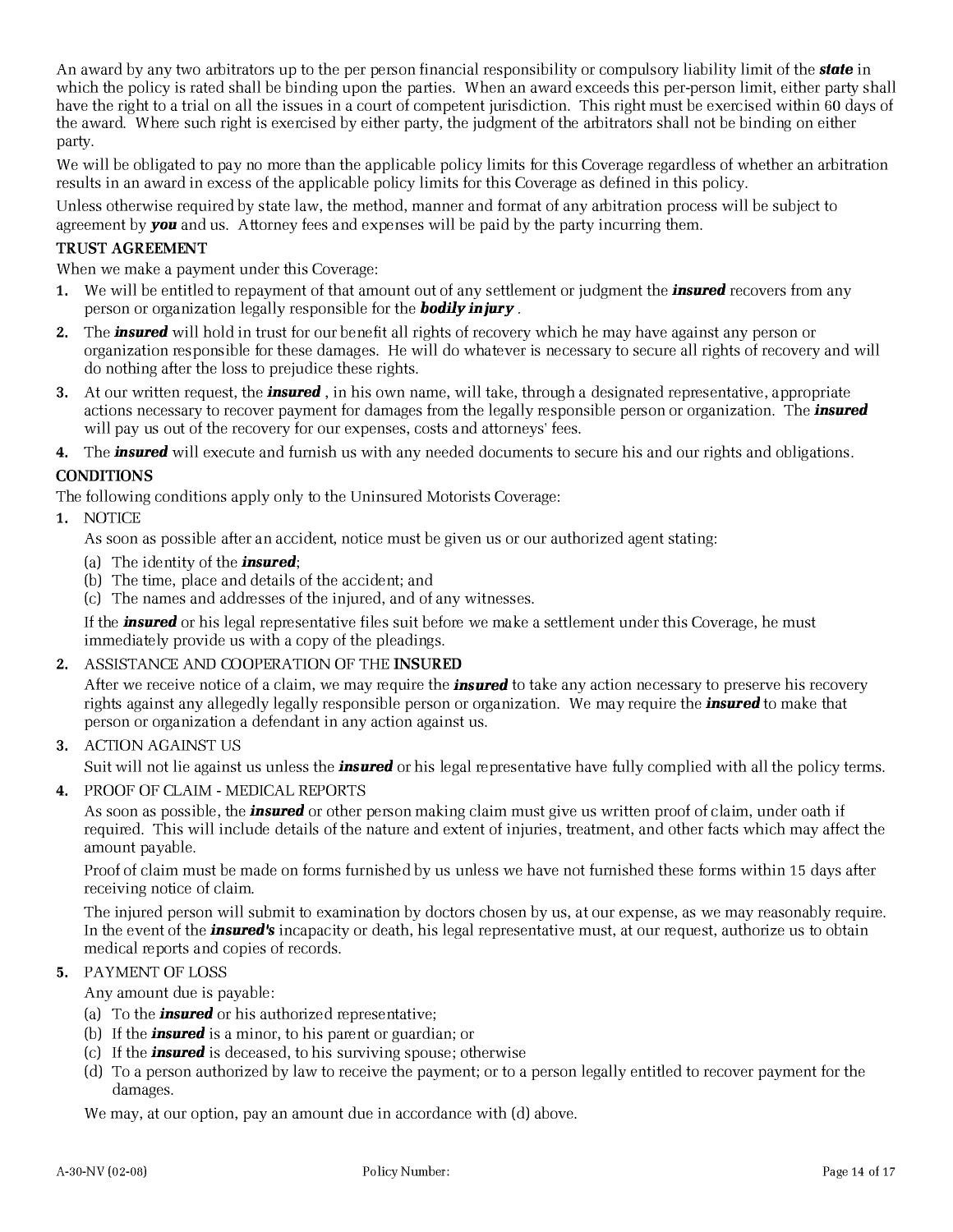An award by any two arbitrators up to the per person financial responsibility or compulsory liability limit of the ***state*** in which the policy is rated shall be binding upon the parties. When an award exceeds this per-person limit, either party shall have the right to a trial on all the issues in a court of competent jurisdiction. This right must be exercised within 60 days of the award. Where such right is exercised by either party, the judgment of the arbitrators shall not be binding on either party.

We will be obligated to pay no more than the applicable policy limits for this Coverage regardless of whether an arbitration results in an award in excess of the applicable policy limits for this Coverage as defined in this policy.

Unless otherwise required by state law, the method, manner and format of any arbitration process will be subject to agreement by ***you*** and us. Attorney fees and expenses will be paid by the party incurring them.

**TRUST AGREEMENT**

When we make a payment under this Coverage:

1. We will be entitled to repayment of that amount out of any settlement or judgment the ***insured*** recovers from any person or organization legally responsible for the ***bodily injury*** .
2. The ***insured*** will hold in trust for our benefit all rights of recovery which he may have against any person or organization responsible for these damages. He will do whatever is necessary to secure all rights of recovery and will do nothing after the loss to prejudice these rights.
3. At our written request, the ***insured*** , in his own name, will take, through a designated representative, appropriate actions necessary to recover payment for damages from the legally responsible person or organization. The ***insured*** will pay us out of the recovery for our expenses, costs and attorneys' fees.
4. The ***insured*** will execute and furnish us with any needed documents to secure his and our rights and obligations.

**CONDITIONS**

The following conditions apply only to the Uninsured Motorists Coverage:

1. NOTICE

   As soon as possible after an accident, notice must be given us or our authorized agent stating:

   (a) The identity of the ***insured***;
   (b) The time, place and details of the accident; and
   (c) The names and addresses of the injured, and of any witnesses.

   If the ***insured*** or his legal representative files suit before we make a settlement under this Coverage, he must immediately provide us with a copy of the pleadings.

2. ASSISTANCE AND COOPERATION OF THE **INSURED**

   After we receive notice of a claim, we may require the ***insured*** to take any action necessary to preserve his recovery rights against any allegedly legally responsible person or organization. We may require the ***insured*** to make that person or organization a defendant in any action against us.

3. ACTION AGAINST US

   Suit will not lie against us unless the ***insured*** or his legal representative have fully complied with all the policy terms.

4. PROOF OF CLAIM - MEDICAL REPORTS

   As soon as possible, the ***insured*** or other person making claim must give us written proof of claim, under oath if required. This will include details of the nature and extent of injuries, treatment, and other facts which may affect the amount payable.

   Proof of claim must be made on forms furnished by us unless we have not furnished these forms within 15 days after receiving notice of claim.

   The injured person will submit to examination by doctors chosen by us, at our expense, as we may reasonably require. In the event of the ***insured's*** incapacity or death, his legal representative must, at our request, authorize us to obtain medical reports and copies of records.

5. PAYMENT OF LOSS

   Any amount due is payable:

   (a) To the ***insured*** or his authorized representative;
   (b) If the ***insured*** is a minor, to his parent or guardian; or
   (c) If the ***insured*** is deceased, to his surviving spouse; otherwise
   (d) To a person authorized by law to receive the payment; or to a person legally entitled to recover payment for the damages.

   We may, at our option, pay an amount due in accordance with (d) above.

A-30-NV (02-08) Policy Number: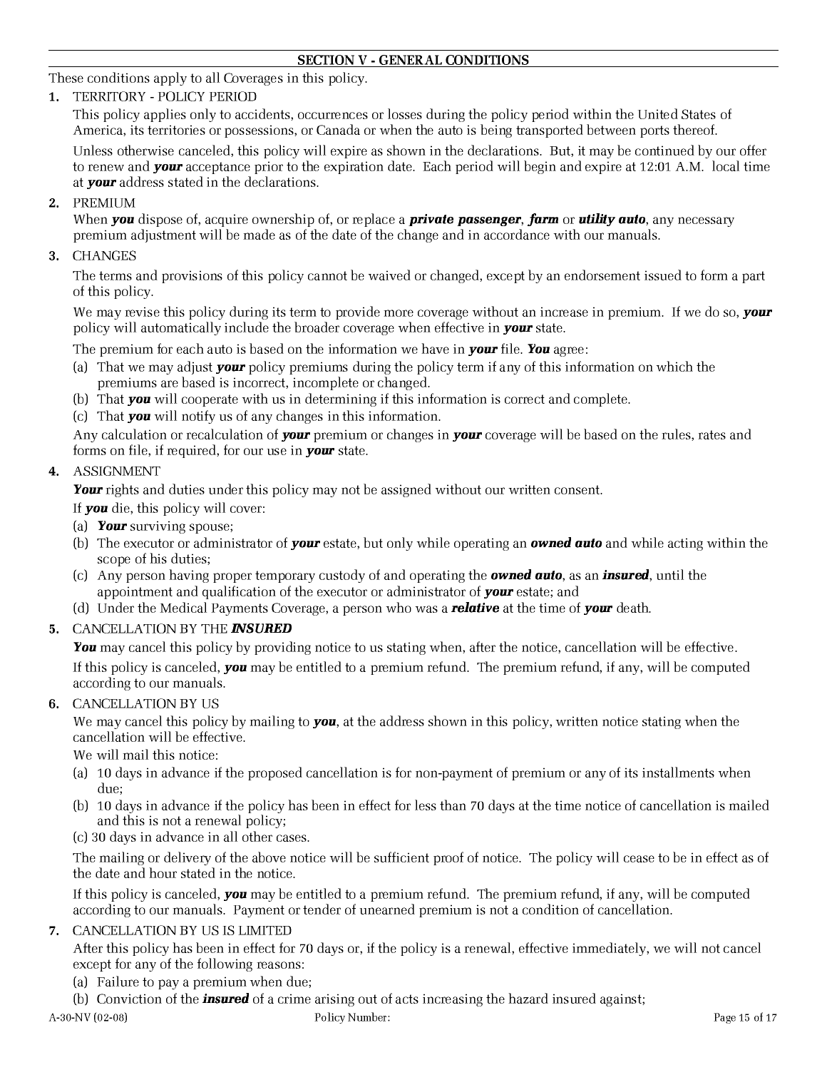## SECTION V - GENERAL CONDITIONS

These conditions apply to all Coverages in this policy.

1. TERRITORY - POLICY PERIOD

   This policy applies only to accidents, occurrences or losses during the policy period within the United States of America, its territories or possessions, or Canada or when the auto is being transported between ports thereof.

   Unless otherwise canceled, this policy will expire as shown in the declarations. But, it may be continued by our offer to renew and ***your*** acceptance prior to the expiration date. Each period will begin and expire at 12:01 A.M. local time at ***your*** address stated in the declarations.

2. PREMIUM

   When ***you*** dispose of, acquire ownership of, or replace a ***private passenger***, ***farm*** or ***utility auto***, any necessary premium adjustment will be made as of the date of the change and in accordance with our manuals.

3. CHANGES

   The terms and provisions of this policy cannot be waived or changed, except by an endorsement issued to form a part of this policy.

   We may revise this policy during its term to provide more coverage without an increase in premium. If we do so, ***your*** policy will automatically include the broader coverage when effective in ***your*** state.

   The premium for each auto is based on the information we have in ***your*** file. ***You*** agree:

   (a) That we may adjust ***your*** policy premiums during the policy term if any of this information on which the premiums are based is incorrect, incomplete or changed.
   (b) That ***you*** will cooperate with us in determining if this information is correct and complete.
   (c) That ***you*** will notify us of any changes in this information.

   Any calculation or recalculation of ***your*** premium or changes in ***your*** coverage will be based on the rules, rates and forms on file, if required, for our use in ***your*** state.

4. ASSIGNMENT

   ***Your*** rights and duties under this policy may not be assigned without our written consent.

   If ***you*** die, this policy will cover:

   (a) ***Your*** surviving spouse;
   (b) The executor or administrator of ***your*** estate, but only while operating an ***owned auto*** and while acting within the scope of his duties;
   (c) Any person having proper temporary custody of and operating the ***owned auto***, as an ***insured***, until the appointment and qualification of the executor or administrator of ***your*** estate; and
   (d) Under the Medical Payments Coverage, a person who was a ***relative*** at the time of ***your*** death.

5. CANCELLATION BY THE ***INSURED***

   ***You*** may cancel this policy by providing notice to us stating when, after the notice, cancellation will be effective.

   If this policy is canceled, ***you*** may be entitled to a premium refund. The premium refund, if any, will be computed according to our manuals.

6. CANCELLATION BY US

   We may cancel this policy by mailing to ***you***, at the address shown in this policy, written notice stating when the cancellation will be effective.

   We will mail this notice:

   (a) 10 days in advance if the proposed cancellation is for non-payment of premium or any of its installments when due;
   (b) 10 days in advance if the policy has been in effect for less than 70 days at the time notice of cancellation is mailed and this is not a renewal policy;
   (c) 30 days in advance in all other cases.

   The mailing or delivery of the above notice will be sufficient proof of notice. The policy will cease to be in effect as of the date and hour stated in the notice.

   If this policy is canceled, ***you*** may be entitled to a premium refund. The premium refund, if any, will be computed according to our manuals. Payment or tender of unearned premium is not a condition of cancellation.

7. CANCELLATION BY US IS LIMITED

   After this policy has been in effect for 70 days or, if the policy is a renewal, effective immediately, we will not cancel except for any of the following reasons:

   (a) Failure to pay a premium when due;
   (b) Conviction of the ***insured*** of a crime arising out of acts increasing the hazard insured against;

A-30-NV (02-08) Policy Number: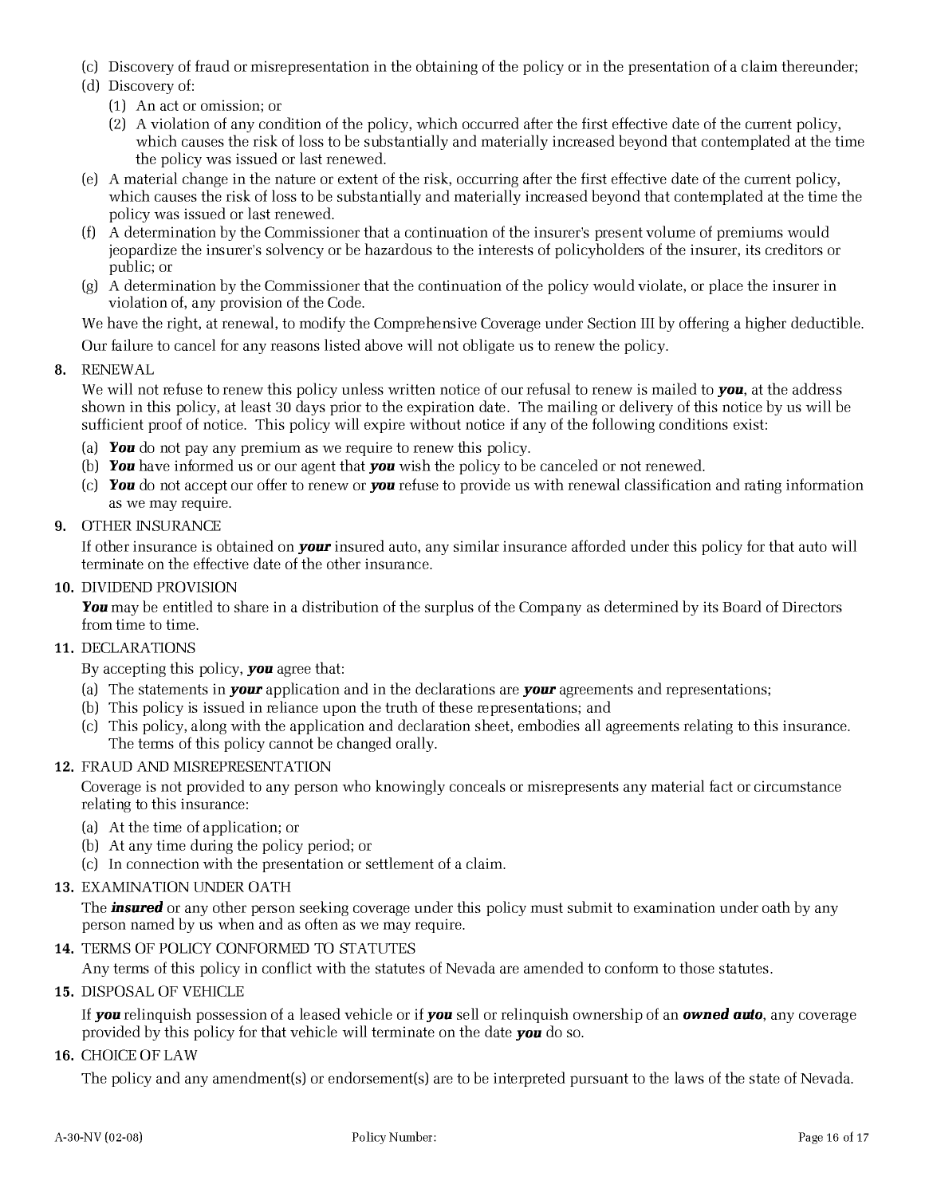(c) Discovery of fraud or misrepresentation in the obtaining of the policy or in the presentation of a claim thereunder;

(d) Discovery of:

  (1) An act or omission; or

  (2) A violation of any condition of the policy, which occurred after the first effective date of the current policy, which causes the risk of loss to be substantially and materially increased beyond that contemplated at the time the policy was issued or last renewed.

(e) A material change in the nature or extent of the risk, occurring after the first effective date of the current policy, which causes the risk of loss to be substantially and materially increased beyond that contemplated at the time the policy was issued or last renewed.

(f) A determination by the Commissioner that a continuation of the insurer's present volume of premiums would jeopardize the insurer's solvency or be hazardous to the interests of policyholders of the insurer, its creditors or public; or

(g) A determination by the Commissioner that the continuation of the policy would violate, or place the insurer in violation of, any provision of the Code.

We have the right, at renewal, to modify the Comprehensive Coverage under Section III by offering a higher deductible.

Our failure to cancel for any reasons listed above will not obligate us to renew the policy.

**8.** RENEWAL

We will not refuse to renew this policy unless written notice of our refusal to renew is mailed to ***you***, at the address shown in this policy, at least 30 days prior to the expiration date. The mailing or delivery of this notice by us will be sufficient proof of notice. This policy will expire without notice if any of the following conditions exist:

(a) ***You*** do not pay any premium as we require to renew this policy.

(b) ***You*** have informed us or our agent that ***you*** wish the policy to be canceled or not renewed.

(c) ***You*** do not accept our offer to renew or ***you*** refuse to provide us with renewal classification and rating information as we may require.

**9.** OTHER INSURANCE

If other insurance is obtained on ***your*** insured auto, any similar insurance afforded under this policy for that auto will terminate on the effective date of the other insurance.

**10.** DIVIDEND PROVISION

***You*** may be entitled to share in a distribution of the surplus of the Company as determined by its Board of Directors from time to time.

**11.** DECLARATIONS

By accepting this policy, ***you*** agree that:

(a) The statements in ***your*** application and in the declarations are ***your*** agreements and representations;

(b) This policy is issued in reliance upon the truth of these representations; and

(c) This policy, along with the application and declaration sheet, embodies all agreements relating to this insurance. The terms of this policy cannot be changed orally.

**12.** FRAUD AND MISREPRESENTATION

Coverage is not provided to any person who knowingly conceals or misrepresents any material fact or circumstance relating to this insurance:

(a) At the time of application; or

(b) At any time during the policy period; or

(c) In connection with the presentation or settlement of a claim.

**13.** EXAMINATION UNDER OATH

The ***insured*** or any other person seeking coverage under this policy must submit to examination under oath by any person named by us when and as often as we may require.

**14.** TERMS OF POLICY CONFORMED TO STATUTES

Any terms of this policy in conflict with the statutes of Nevada are amended to conform to those statutes.

**15.** DISPOSAL OF VEHICLE

If ***you*** relinquish possession of a leased vehicle or if ***you*** sell or relinquish ownership of an ***owned auto***, any coverage provided by this policy for that vehicle will terminate on the date ***you*** do so.

**16.** CHOICE OF LAW

The policy and any amendment(s) or endorsement(s) are to be interpreted pursuant to the laws of the state of Nevada.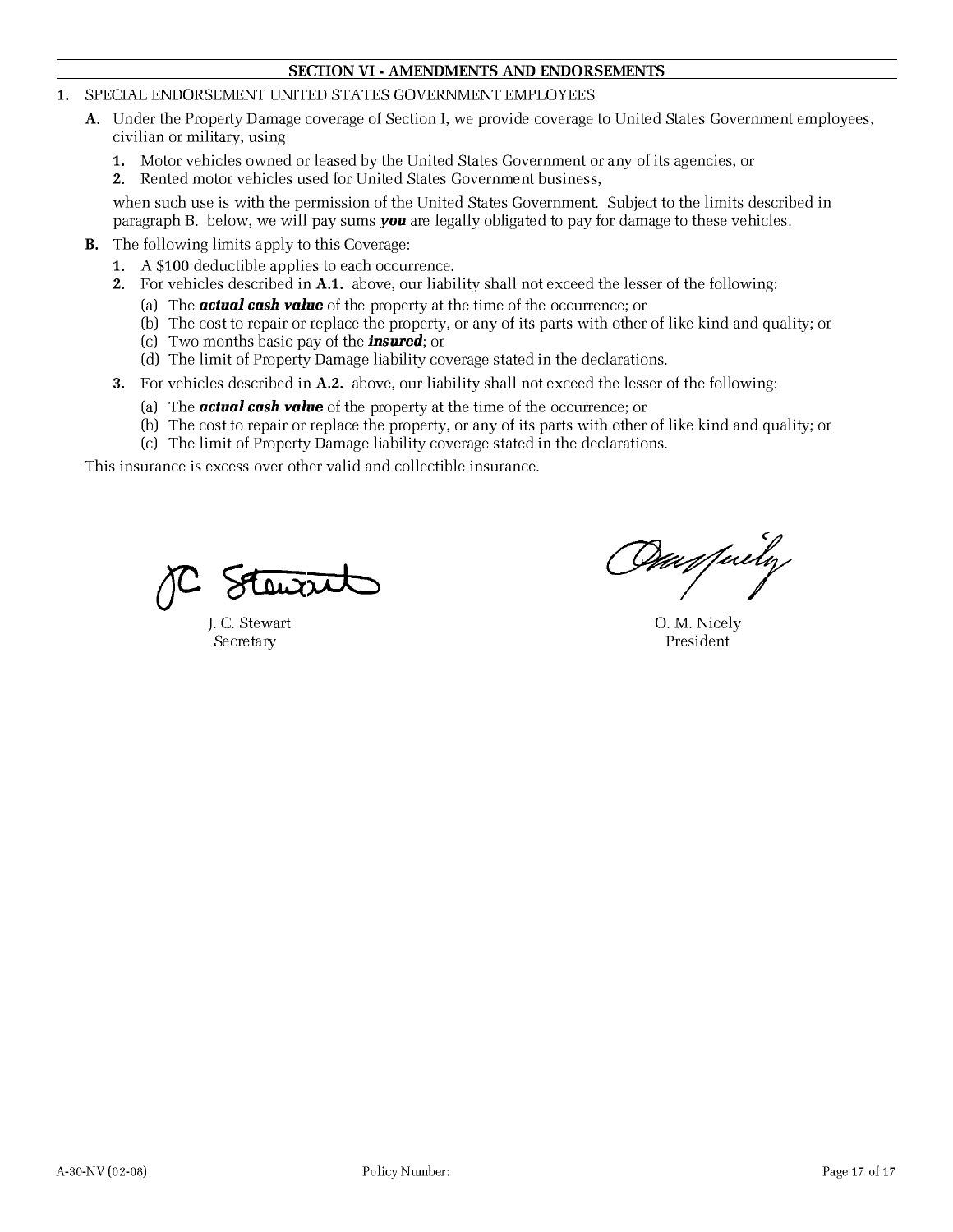## SECTION VI - AMENDMENTS AND ENDORSEMENTS

**1.** SPECIAL ENDORSEMENT UNITED STATES GOVERNMENT EMPLOYEES

**A.** Under the Property Damage coverage of Section I, we provide coverage to United States Government employees, civilian or military, using

**1.** Motor vehicles owned or leased by the United States Government or any of its agencies, or

**2.** Rented motor vehicles used for United States Government business,

when such use is with the permission of the United States Government. Subject to the limits described in paragraph B. below, we will pay sums ***you*** are legally obligated to pay for damage to these vehicles.

**B.** The following limits apply to this Coverage:

**1.** A $100 deductible applies to each occurrence.

**2.** For vehicles described in **A.1.** above, our liability shall not exceed the lesser of the following:

(a) The ***actual cash value*** of the property at the time of the occurrence; or
(b) The cost to repair or replace the property, or any of its parts with other of like kind and quality; or
(c) Two months basic pay of the ***insured***; or
(d) The limit of Property Damage liability coverage stated in the declarations.

**3.** For vehicles described in **A.2.** above, our liability shall not exceed the lesser of the following:

(a) The ***actual cash value*** of the property at the time of the occurrence; or
(b) The cost to repair or replace the property, or any of its parts with other of like kind and quality; or
(c) The limit of Property Damage liability coverage stated in the declarations.

This insurance is excess over other valid and collectible insurance.

J. C. Stewart
Secretary

O. M. Nicely
President

A-30-NV (02-08) Policy Number: